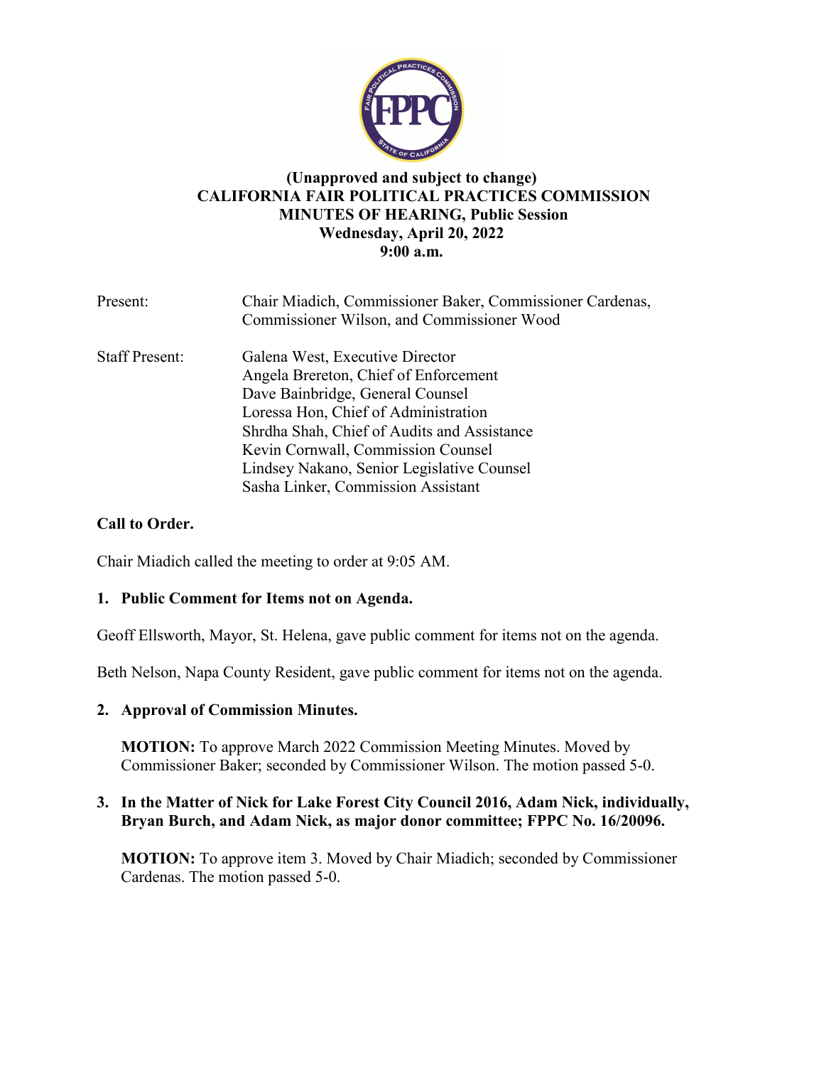**(Unapproved and subject to change)**
**CALIFORNIA FAIR POLITICAL PRACTICES COMMISSION**
**MINUTES OF HEARING, Public Session**
**Wednesday, April 20, 2022**
**9:00 a.m.**

Present: Chair Miadich, Commissioner Baker, Commissioner Cardenas, Commissioner Wilson, and Commissioner Wood

Staff Present:
Galena West, Executive Director
Angela Brereton, Chief of Enforcement
Dave Bainbridge, General Counsel
Loressa Hon, Chief of Administration
Shrdha Shah, Chief of Audits and Assistance
Kevin Cornwall, Commission Counsel
Lindsey Nakano, Senior Legislative Counsel
Sasha Linker, Commission Assistant

## Call to Order.

Chair Miadich called the meeting to order at 9:05 AM.

## 1. Public Comment for Items not on Agenda.

Geoff Ellsworth, Mayor, St. Helena, gave public comment for items not on the agenda.

Beth Nelson, Napa County Resident, gave public comment for items not on the agenda.

## 2. Approval of Commission Minutes.

**MOTION:** To approve March 2022 Commission Meeting Minutes. Moved by Commissioner Baker; seconded by Commissioner Wilson. The motion passed 5-0.

## 3. In the Matter of Nick for Lake Forest City Council 2016, Adam Nick, individually, Bryan Burch, and Adam Nick, as major donor committee; FPPC No. 16/20096.

**MOTION:** To approve item 3. Moved by Chair Miadich; seconded by Commissioner Cardenas. The motion passed 5-0.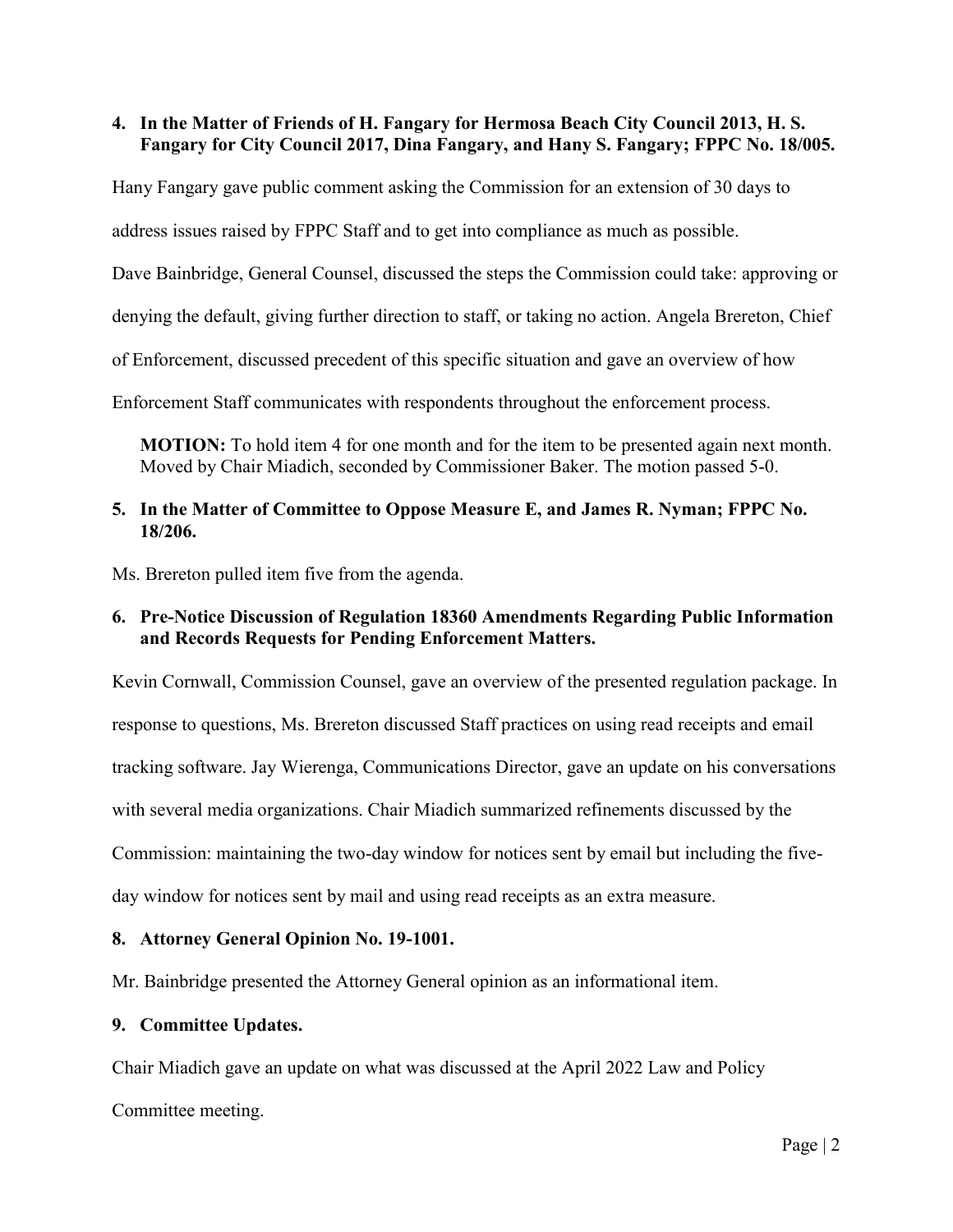**4. In the Matter of Friends of H. Fangary for Hermosa Beach City Council 2013, H. S. Fangary for City Council 2017, Dina Fangary, and Hany S. Fangary; FPPC No. 18/005.**

Hany Fangary gave public comment asking the Commission for an extension of 30 days to address issues raised by FPPC Staff and to get into compliance as much as possible.

Dave Bainbridge, General Counsel, discussed the steps the Commission could take: approving or denying the default, giving further direction to staff, or taking no action. Angela Brereton, Chief of Enforcement, discussed precedent of this specific situation and gave an overview of how Enforcement Staff communicates with respondents throughout the enforcement process.

> **MOTION:** To hold item 4 for one month and for the item to be presented again next month. Moved by Chair Miadich, seconded by Commissioner Baker. The motion passed 5-0.

**5. In the Matter of Committee to Oppose Measure E, and James R. Nyman; FPPC No. 18/206.**

Ms. Brereton pulled item five from the agenda.

**6. Pre-Notice Discussion of Regulation 18360 Amendments Regarding Public Information and Records Requests for Pending Enforcement Matters.**

Kevin Cornwall, Commission Counsel, gave an overview of the presented regulation package. In response to questions, Ms. Brereton discussed Staff practices on using read receipts and email tracking software. Jay Wierenga, Communications Director, gave an update on his conversations with several media organizations. Chair Miadich summarized refinements discussed by the Commission: maintaining the two-day window for notices sent by email but including the five-day window for notices sent by mail and using read receipts as an extra measure.

**8. Attorney General Opinion No. 19-1001.**

Mr. Bainbridge presented the Attorney General opinion as an informational item.

**9. Committee Updates.**

Chair Miadich gave an update on what was discussed at the April 2022 Law and Policy Committee meeting.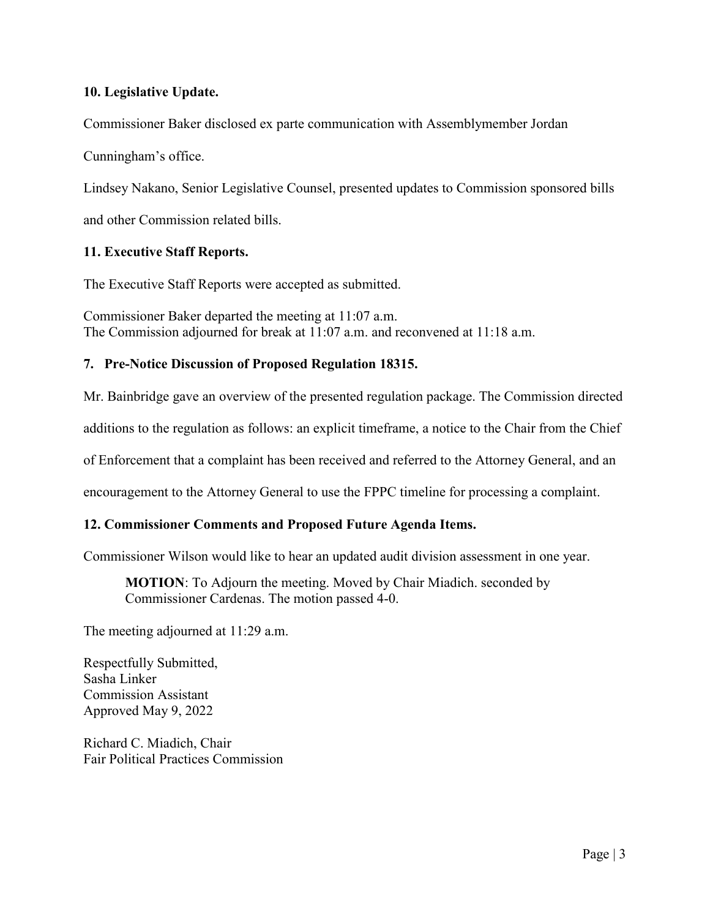**10. Legislative Update.**

Commissioner Baker disclosed ex parte communication with Assemblymember Jordan Cunningham's office.

Lindsey Nakano, Senior Legislative Counsel, presented updates to Commission sponsored bills and other Commission related bills.

**11. Executive Staff Reports.**

The Executive Staff Reports were accepted as submitted.

Commissioner Baker departed the meeting at 11:07 a.m.
The Commission adjourned for break at 11:07 a.m. and reconvened at 11:18 a.m.

**7. Pre-Notice Discussion of Proposed Regulation 18315.**

Mr. Bainbridge gave an overview of the presented regulation package. The Commission directed additions to the regulation as follows: an explicit timeframe, a notice to the Chair from the Chief of Enforcement that a complaint has been received and referred to the Attorney General, and an encouragement to the Attorney General to use the FPPC timeline for processing a complaint.

**12. Commissioner Comments and Proposed Future Agenda Items.**

Commissioner Wilson would like to hear an updated audit division assessment in one year.

> **MOTION**: To Adjourn the meeting. Moved by Chair Miadich. seconded by Commissioner Cardenas. The motion passed 4-0.

The meeting adjourned at 11:29 a.m.

Respectfully Submitted,
Sasha Linker
Commission Assistant
Approved May 9, 2022

Richard C. Miadich, Chair
Fair Political Practices Commission